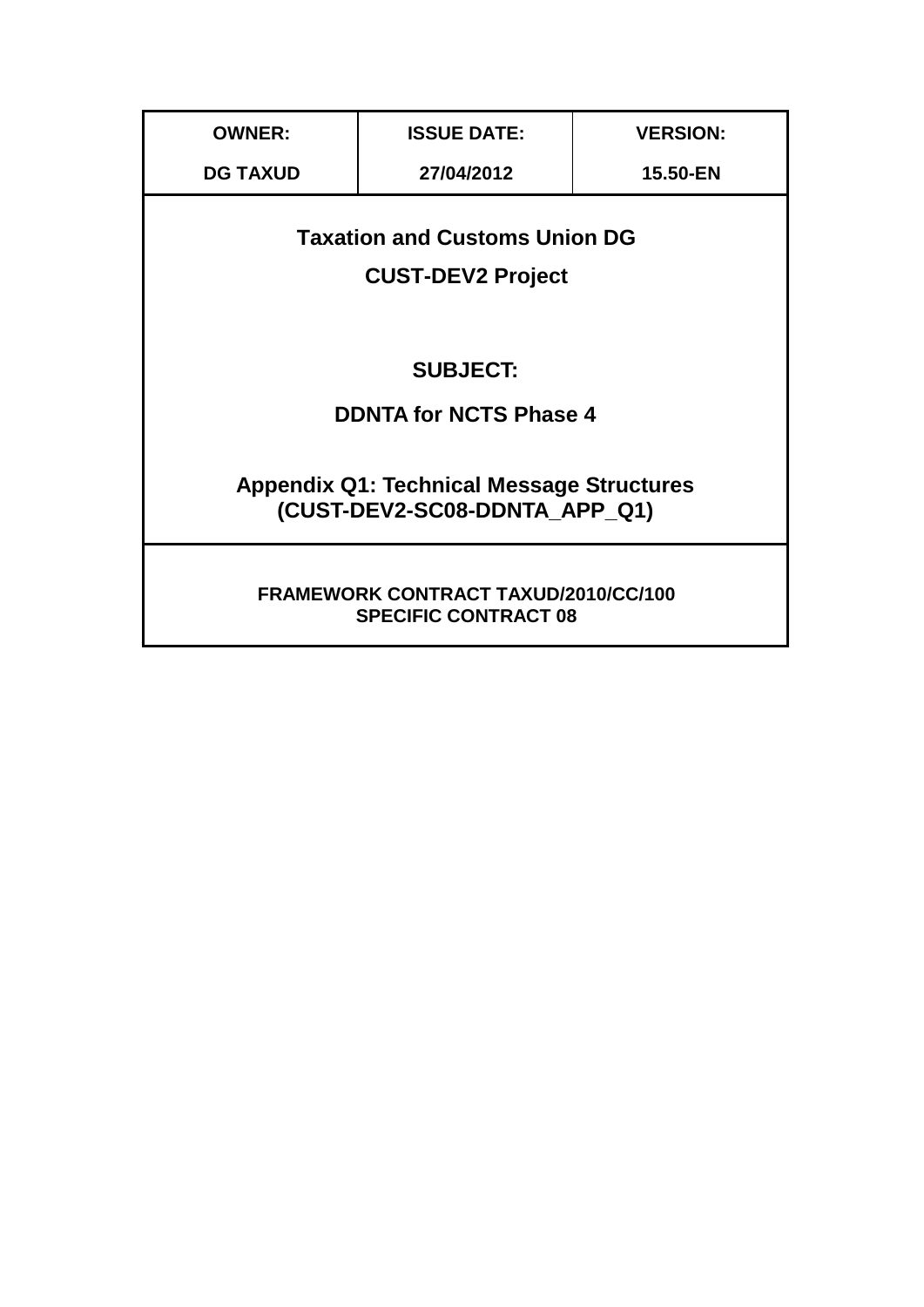| OWNER: | ISSUE DATE: | VERSION: |
|---|---|---|
| DG TAXUD | 27/04/2012 | 15.50-EN |

**Taxation and Customs Union DG**

**CUST-DEV2 Project**

**SUBJECT:**

**DDNTA for NCTS Phase 4**

**Appendix Q1: Technical Message Structures (CUST-DEV2-SC08-DDNTA_APP_Q1)**

**FRAMEWORK CONTRACT TAXUD/2010/CC/100**
**SPECIFIC CONTRACT 08**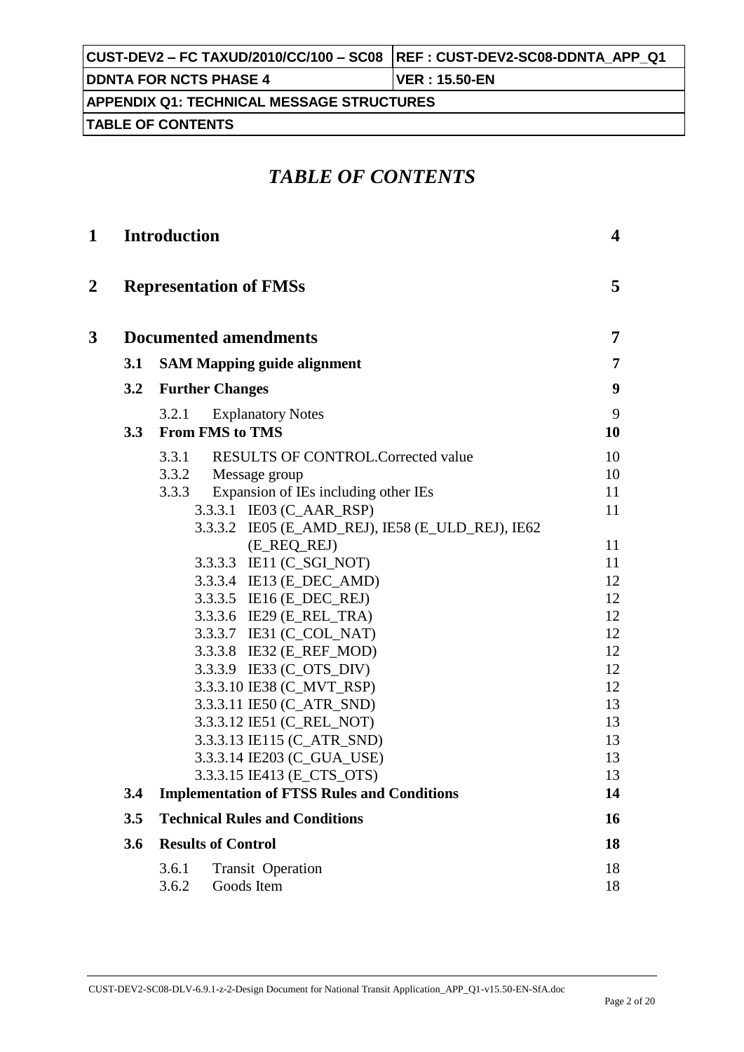# TABLE OF CONTENTS

| | | |
|---|---|---|
| **1** | **Introduction** | **4** |
| **2** | **Representation of FMSs** | **5** |
| **3** | **Documented amendments** | **7** |
| **3.1** | **SAM Mapping guide alignment** | **7** |
| **3.2** | **Further Changes** | **9** |
| 3.2.1 | Explanatory Notes | 9 |
| **3.3** | **From FMS to TMS** | **10** |
| 3.3.1 | RESULTS OF CONTROL.Corrected value | 10 |
| 3.3.2 | Message group | 10 |
| 3.3.3 | Expansion of IEs including other IEs | 11 |
| 3.3.3.1 | IE03 (C_AAR_RSP) | 11 |
| 3.3.3.2 | IE05 (E_AMD_REJ), IE58 (E_ULD_REJ), IE62 (E_REQ_REJ) | 11 |
| 3.3.3.3 | IE11 (C_SGI_NOT) | 11 |
| 3.3.3.4 | IE13 (E_DEC_AMD) | 12 |
| 3.3.3.5 | IE16 (E_DEC_REJ) | 12 |
| 3.3.3.6 | IE29 (E_REL_TRA) | 12 |
| 3.3.3.7 | IE31 (C_COL_NAT) | 12 |
| 3.3.3.8 | IE32 (E_REF_MOD) | 12 |
| 3.3.3.9 | IE33 (C_OTS_DIV) | 12 |
| 3.3.3.10 | IE38 (C_MVT_RSP) | 12 |
| 3.3.3.11 | IE50 (C_ATR_SND) | 13 |
| 3.3.3.12 | IE51 (C_REL_NOT) | 13 |
| 3.3.3.13 | IE115 (C_ATR_SND) | 13 |
| 3.3.3.14 | IE203 (C_GUA_USE) | 13 |
| 3.3.3.15 | IE413 (E_CTS_OTS) | 13 |
| **3.4** | **Implementation of FTSS Rules and Conditions** | **14** |
| **3.5** | **Technical Rules and Conditions** | **16** |
| **3.6** | **Results of Control** | **18** |
| 3.6.1 | Transit Operation | 18 |
| 3.6.2 | Goods Item | 18 |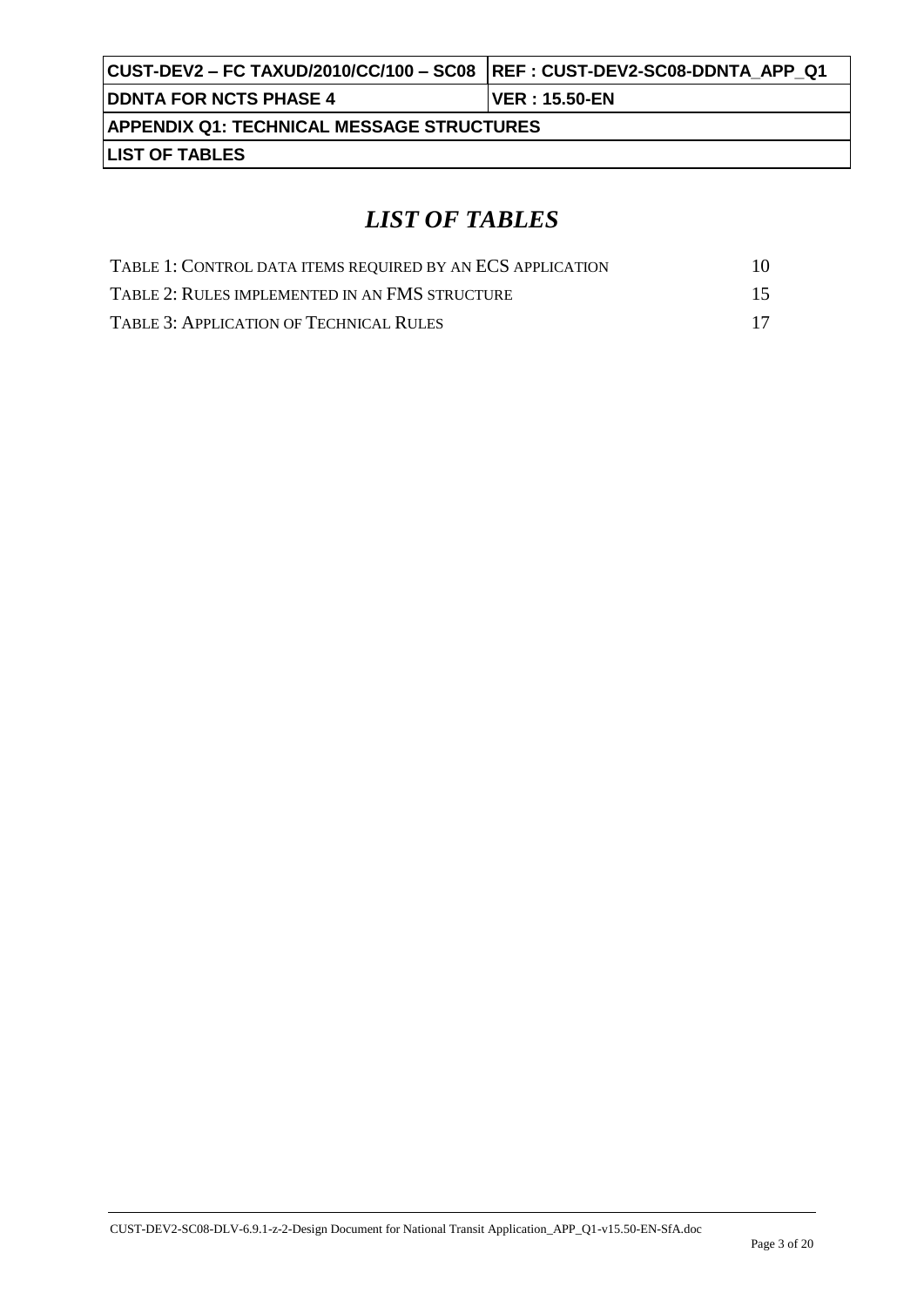# *LIST OF TABLES*

TABLE 1: CONTROL DATA ITEMS REQUIRED BY AN ECS APPLICATION 10

TABLE 2: RULES IMPLEMENTED IN AN FMS STRUCTURE 15

TABLE 3: APPLICATION OF TECHNICAL RULES 17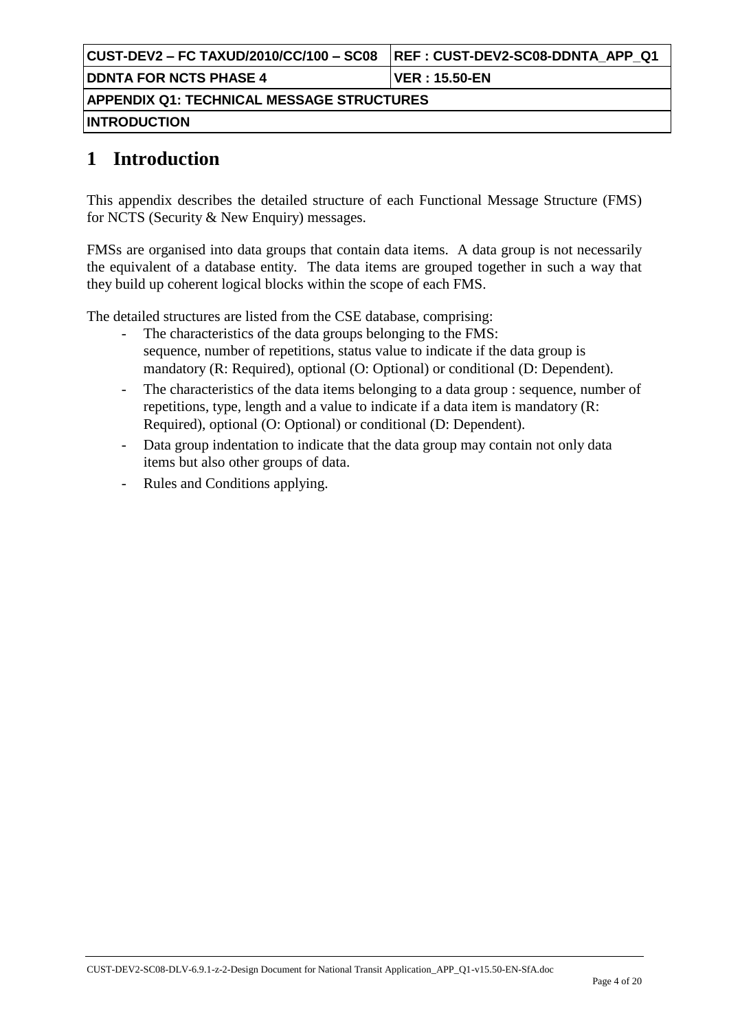# 1 Introduction

This appendix describes the detailed structure of each Functional Message Structure (FMS) for NCTS (Security & New Enquiry) messages.

FMSs are organised into data groups that contain data items. A data group is not necessarily the equivalent of a database entity. The data items are grouped together in such a way that they build up coherent logical blocks within the scope of each FMS.

The detailed structures are listed from the CSE database, comprising:

- The characteristics of the data groups belonging to the FMS: sequence, number of repetitions, status value to indicate if the data group is mandatory (R: Required), optional (O: Optional) or conditional (D: Dependent).
- The characteristics of the data items belonging to a data group : sequence, number of repetitions, type, length and a value to indicate if a data item is mandatory (R: Required), optional (O: Optional) or conditional (D: Dependent).
- Data group indentation to indicate that the data group may contain not only data items but also other groups of data.
- Rules and Conditions applying.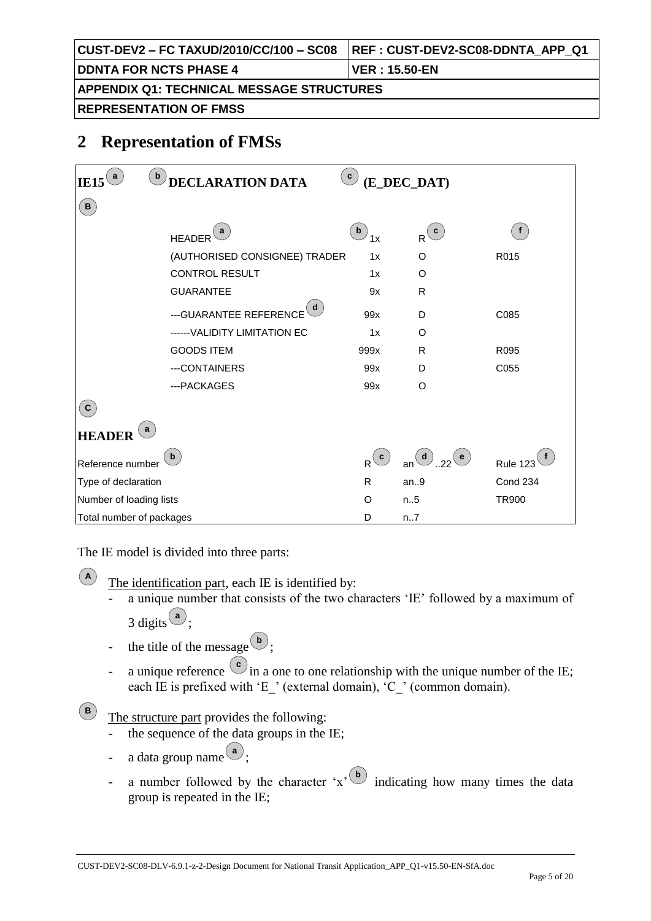## 2 Representation of FMSs

| IE15 (a) | (b) DECLARATION DATA | (c) (E_DEC_DAT) | | |
|---|---|---|---|---|
| (B) | | | | |
| | HEADER (a) | (b) 1x | R (c) | (f) |
| | (AUTHORISED CONSIGNEE) TRADER | 1x | O | R015 |
| | CONTROL RESULT | 1x | O | |
| | GUARANTEE | 9x | R | |
| | ---GUARANTEE REFERENCE (d) | 99x | D | C085 |
| | ------VALIDITY LIMITATION EC | 1x | O | |
| | GOODS ITEM | 999x | R | R095 |
| | ---CONTAINERS | 99x | D | C055 |
| | ---PACKAGES | 99x | O | |
| (C) | | | | |
| **HEADER** (a) | | | | |
| Reference number (b) | | R (c) | an (d) ..22 (e) | Rule 123 (f) |
| Type of declaration | | R | an..9 | Cond 234 |
| Number of loading lists | | O | n..5 | TR900 |
| Total number of packages | | D | n..7 | |

The IE model is divided into three parts:

(A) The identification part, each IE is identified by:

- a unique number that consists of the two characters 'IE' followed by a maximum of 3 digits (a);
- the title of the message (b);
- a unique reference (c) in a one to one relationship with the unique number of the IE; each IE is prefixed with 'E_' (external domain), 'C_' (common domain).

(B) The structure part provides the following:

- the sequence of the data groups in the IE;
- a data group name (a);
- a number followed by the character 'x' (b) indicating how many times the data group is repeated in the IE;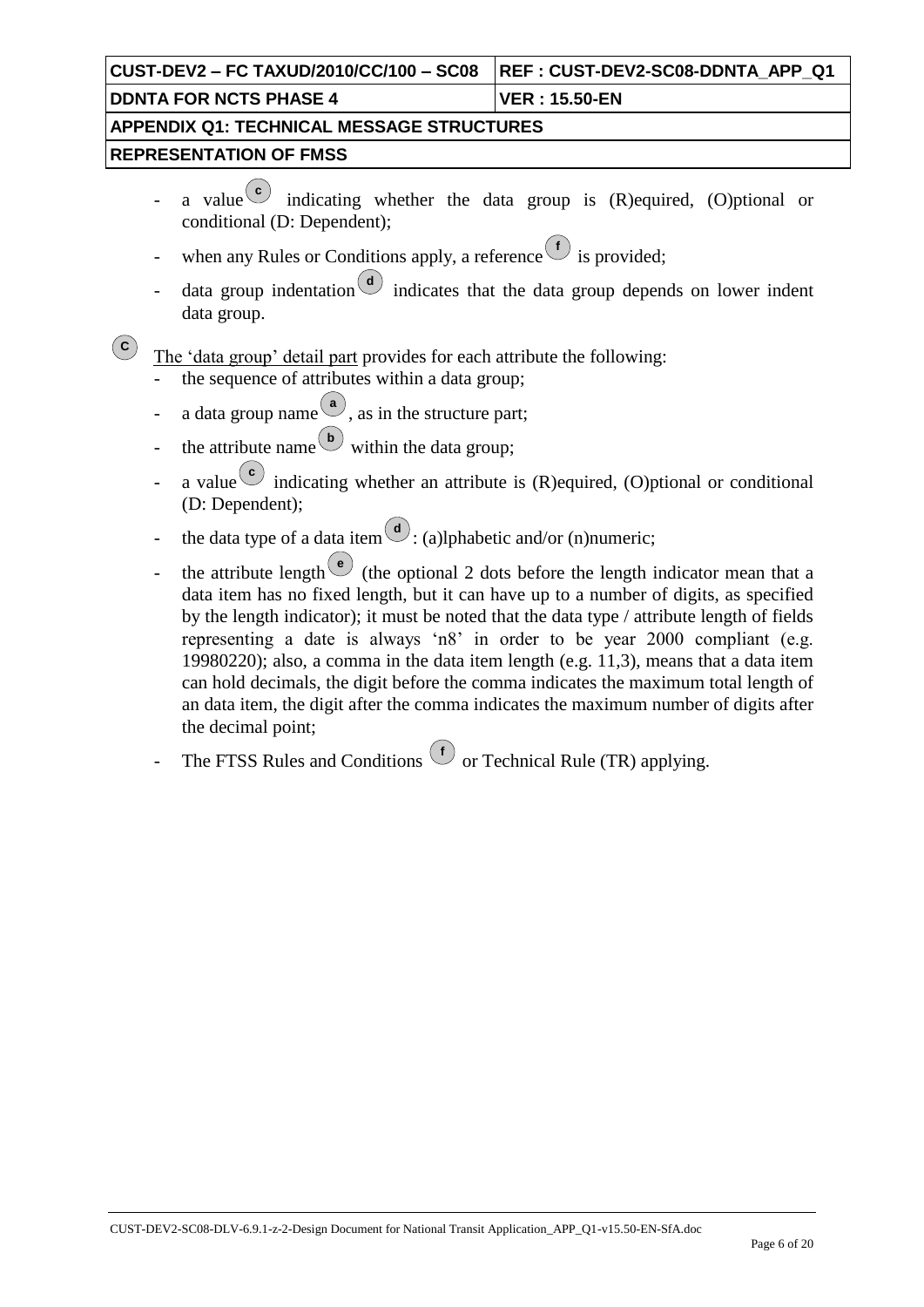- a value (c) indicating whether the data group is (R)equired, (O)ptional or conditional (D: Dependent);
- when any Rules or Conditions apply, a reference (f) is provided;
- data group indentation (d) indicates that the data group depends on lower indent data group.

(C) The 'data group' detail part provides for each attribute the following:

- the sequence of attributes within a data group;
- a data group name (a), as in the structure part;
- the attribute name (b) within the data group;
- a value (c) indicating whether an attribute is (R)equired, (O)ptional or conditional (D: Dependent);
- the data type of a data item (d): (a)lphabetic and/or (n)numeric;
- the attribute length (e) (the optional 2 dots before the length indicator mean that a data item has no fixed length, but it can have up to a number of digits, as specified by the length indicator); it must be noted that the data type / attribute length of fields representing a date is always 'n8' in order to be year 2000 compliant (e.g. 19980220); also, a comma in the data item length (e.g. 11,3), means that a data item can hold decimals, the digit before the comma indicates the maximum total length of an data item, the digit after the comma indicates the maximum number of digits after the decimal point;
- The FTSS Rules and Conditions (f) or Technical Rule (TR) applying.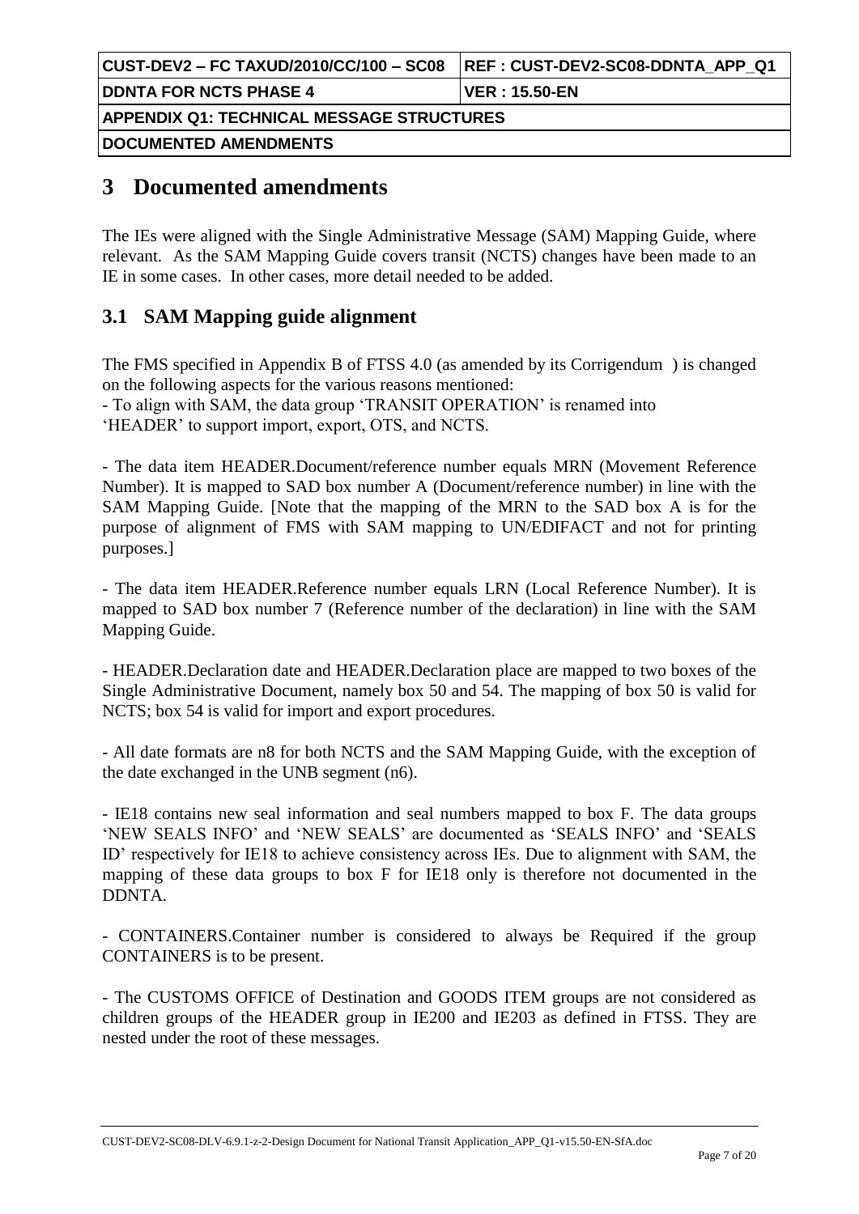# 3 Documented amendments

The IEs were aligned with the Single Administrative Message (SAM) Mapping Guide, where relevant. As the SAM Mapping Guide covers transit (NCTS) changes have been made to an IE in some cases. In other cases, more detail needed to be added.

## 3.1 SAM Mapping guide alignment

The FMS specified in Appendix B of FTSS 4.0 (as amended by its Corrigendum ) is changed on the following aspects for the various reasons mentioned:
- To align with SAM, the data group 'TRANSIT OPERATION' is renamed into 'HEADER' to support import, export, OTS, and NCTS.

- The data item HEADER.Document/reference number equals MRN (Movement Reference Number). It is mapped to SAD box number A (Document/reference number) in line with the SAM Mapping Guide. [Note that the mapping of the MRN to the SAD box A is for the purpose of alignment of FMS with SAM mapping to UN/EDIFACT and not for printing purposes.]

- The data item HEADER.Reference number equals LRN (Local Reference Number). It is mapped to SAD box number 7 (Reference number of the declaration) in line with the SAM Mapping Guide.

- HEADER.Declaration date and HEADER.Declaration place are mapped to two boxes of the Single Administrative Document, namely box 50 and 54. The mapping of box 50 is valid for NCTS; box 54 is valid for import and export procedures.

- All date formats are n8 for both NCTS and the SAM Mapping Guide, with the exception of the date exchanged in the UNB segment (n6).

- IE18 contains new seal information and seal numbers mapped to box F. The data groups 'NEW SEALS INFO' and 'NEW SEALS' are documented as 'SEALS INFO' and 'SEALS ID' respectively for IE18 to achieve consistency across IEs. Due to alignment with SAM, the mapping of these data groups to box F for IE18 only is therefore not documented in the DDNTA.

- CONTAINERS.Container number is considered to always be Required if the group CONTAINERS is to be present.

- The CUSTOMS OFFICE of Destination and GOODS ITEM groups are not considered as children groups of the HEADER group in IE200 and IE203 as defined in FTSS. They are nested under the root of these messages.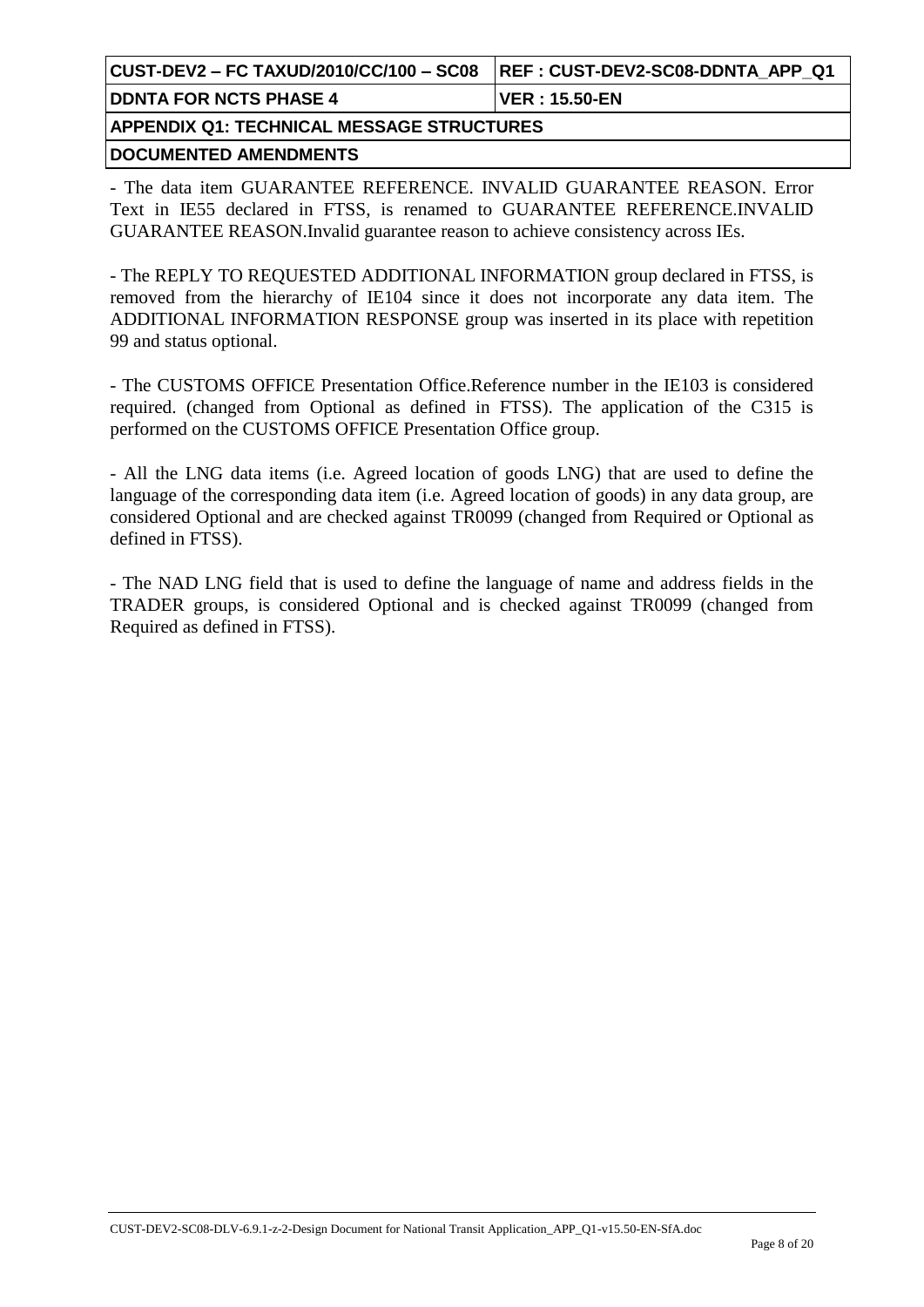- The data item GUARANTEE REFERENCE. INVALID GUARANTEE REASON. Error Text in IE55 declared in FTSS, is renamed to GUARANTEE REFERENCE.INVALID GUARANTEE REASON.Invalid guarantee reason to achieve consistency across IEs.

- The REPLY TO REQUESTED ADDITIONAL INFORMATION group declared in FTSS, is removed from the hierarchy of IE104 since it does not incorporate any data item. The ADDITIONAL INFORMATION RESPONSE group was inserted in its place with repetition 99 and status optional.

- The CUSTOMS OFFICE Presentation Office.Reference number in the IE103 is considered required. (changed from Optional as defined in FTSS). The application of the C315 is performed on the CUSTOMS OFFICE Presentation Office group.

- All the LNG data items (i.e. Agreed location of goods LNG) that are used to define the language of the corresponding data item (i.e. Agreed location of goods) in any data group, are considered Optional and are checked against TR0099 (changed from Required or Optional as defined in FTSS).

- The NAD LNG field that is used to define the language of name and address fields in the TRADER groups, is considered Optional and is checked against TR0099 (changed from Required as defined in FTSS).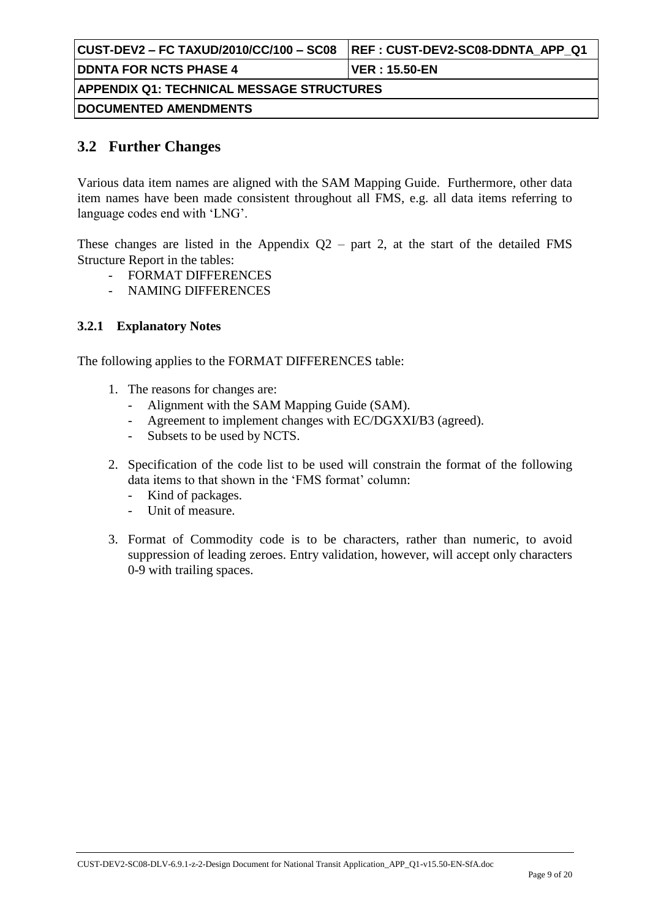## 3.2 Further Changes

Various data item names are aligned with the SAM Mapping Guide. Furthermore, other data item names have been made consistent throughout all FMS, e.g. all data items referring to language codes end with 'LNG'.

These changes are listed in the Appendix Q2 – part 2, at the start of the detailed FMS Structure Report in the tables:

- FORMAT DIFFERENCES
- NAMING DIFFERENCES

### 3.2.1 Explanatory Notes

The following applies to the FORMAT DIFFERENCES table:

1. The reasons for changes are:
   - Alignment with the SAM Mapping Guide (SAM).
   - Agreement to implement changes with EC/DGXXI/B3 (agreed).
   - Subsets to be used by NCTS.

2. Specification of the code list to be used will constrain the format of the following data items to that shown in the 'FMS format' column:
   - Kind of packages.
   - Unit of measure.

3. Format of Commodity code is to be characters, rather than numeric, to avoid suppression of leading zeroes. Entry validation, however, will accept only characters 0-9 with trailing spaces.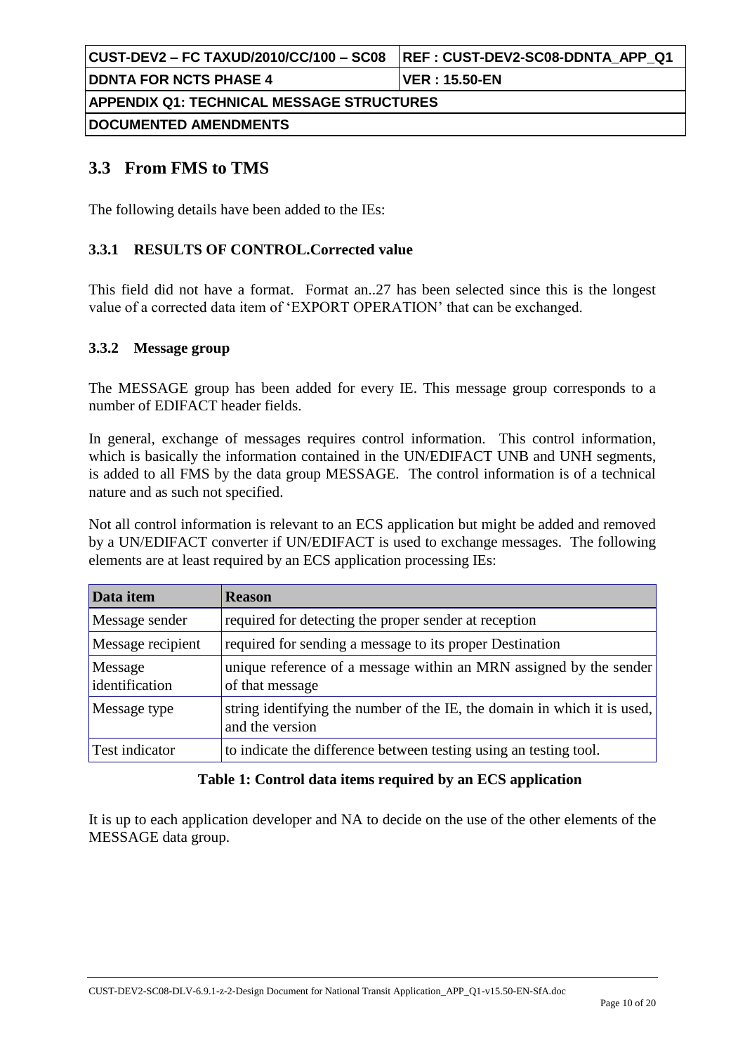## 3.3 From FMS to TMS

The following details have been added to the IEs:

### 3.3.1 RESULTS OF CONTROL.Corrected value

This field did not have a format. Format an..27 has been selected since this is the longest value of a corrected data item of 'EXPORT OPERATION' that can be exchanged.

### 3.3.2 Message group

The MESSAGE group has been added for every IE. This message group corresponds to a number of EDIFACT header fields.

In general, exchange of messages requires control information. This control information, which is basically the information contained in the UN/EDIFACT UNB and UNH segments, is added to all FMS by the data group MESSAGE. The control information is of a technical nature and as such not specified.

Not all control information is relevant to an ECS application but might be added and removed by a UN/EDIFACT converter if UN/EDIFACT is used to exchange messages. The following elements are at least required by an ECS application processing IEs:

| Data item | Reason |
| --- | --- |
| Message sender | required for detecting the proper sender at reception |
| Message recipient | required for sending a message to its proper Destination |
| Message identification | unique reference of a message within an MRN assigned by the sender of that message |
| Message type | string identifying the number of the IE, the domain in which it is used, and the version |
| Test indicator | to indicate the difference between testing using an testing tool. |

**Table 1: Control data items required by an ECS application**

It is up to each application developer and NA to decide on the use of the other elements of the MESSAGE data group.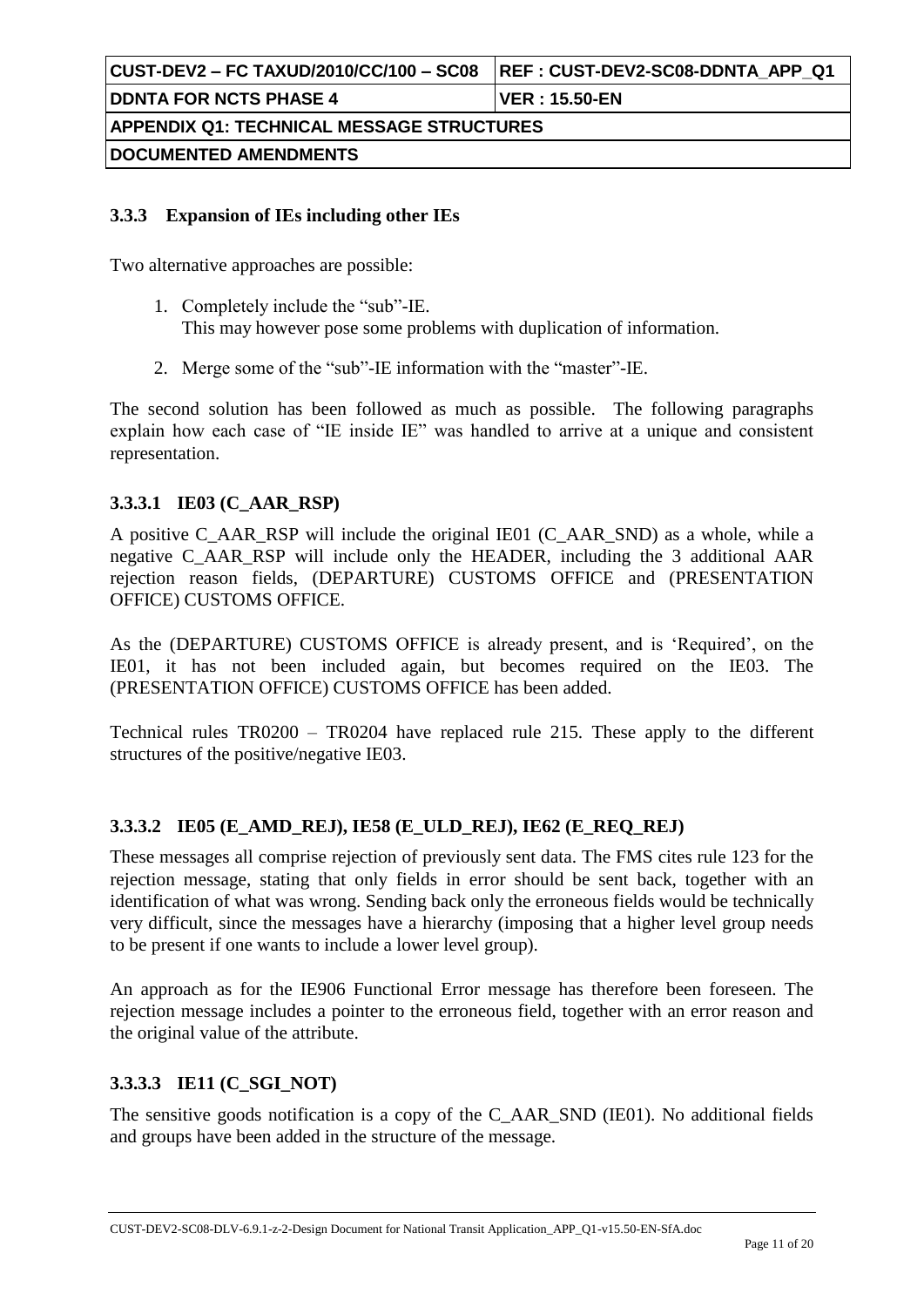### 3.3.3 Expansion of IEs including other IEs

Two alternative approaches are possible:

1. Completely include the "sub"-IE.
   This may however pose some problems with duplication of information.

2. Merge some of the "sub"-IE information with the "master"-IE.

The second solution has been followed as much as possible. The following paragraphs explain how each case of "IE inside IE" was handled to arrive at a unique and consistent representation.

#### 3.3.3.1 IE03 (C_AAR_RSP)

A positive C_AAR_RSP will include the original IE01 (C_AAR_SND) as a whole, while a negative C_AAR_RSP will include only the HEADER, including the 3 additional AAR rejection reason fields, (DEPARTURE) CUSTOMS OFFICE and (PRESENTATION OFFICE) CUSTOMS OFFICE.

As the (DEPARTURE) CUSTOMS OFFICE is already present, and is 'Required', on the IE01, it has not been included again, but becomes required on the IE03. The (PRESENTATION OFFICE) CUSTOMS OFFICE has been added.

Technical rules TR0200 – TR0204 have replaced rule 215. These apply to the different structures of the positive/negative IE03.

#### 3.3.3.2 IE05 (E_AMD_REJ), IE58 (E_ULD_REJ), IE62 (E_REQ_REJ)

These messages all comprise rejection of previously sent data. The FMS cites rule 123 for the rejection message, stating that only fields in error should be sent back, together with an identification of what was wrong. Sending back only the erroneous fields would be technically very difficult, since the messages have a hierarchy (imposing that a higher level group needs to be present if one wants to include a lower level group).

An approach as for the IE906 Functional Error message has therefore been foreseen. The rejection message includes a pointer to the erroneous field, together with an error reason and the original value of the attribute.

#### 3.3.3.3 IE11 (C_SGI_NOT)

The sensitive goods notification is a copy of the C_AAR_SND (IE01). No additional fields and groups have been added in the structure of the message.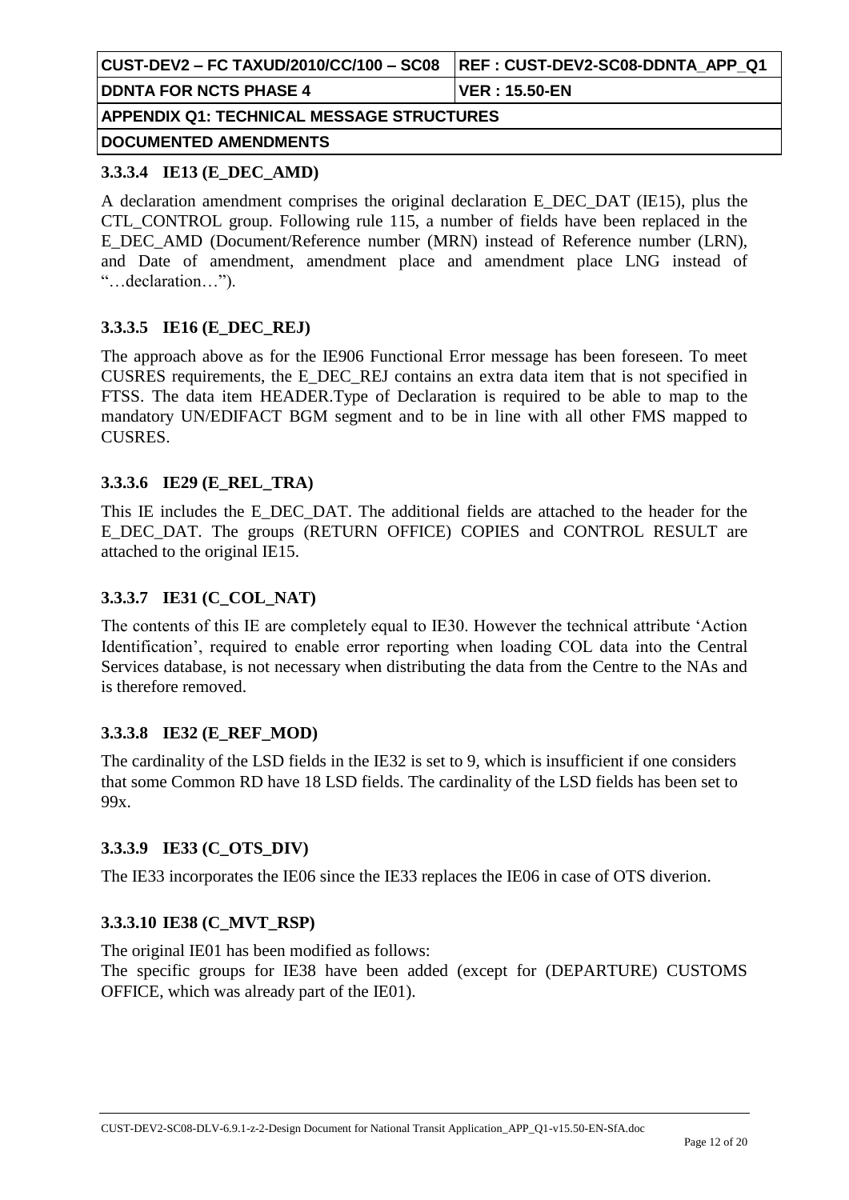#### 3.3.3.4 IE13 (E_DEC_AMD)

A declaration amendment comprises the original declaration E_DEC_DAT (IE15), plus the CTL_CONTROL group. Following rule 115, a number of fields have been replaced in the E_DEC_AMD (Document/Reference number (MRN) instead of Reference number (LRN), and Date of amendment, amendment place and amendment place LNG instead of "…declaration…").

#### 3.3.3.5 IE16 (E_DEC_REJ)

The approach above as for the IE906 Functional Error message has been foreseen. To meet CUSRES requirements, the E_DEC_REJ contains an extra data item that is not specified in FTSS. The data item HEADER.Type of Declaration is required to be able to map to the mandatory UN/EDIFACT BGM segment and to be in line with all other FMS mapped to CUSRES.

#### 3.3.3.6 IE29 (E_REL_TRA)

This IE includes the E_DEC_DAT. The additional fields are attached to the header for the E_DEC_DAT. The groups (RETURN OFFICE) COPIES and CONTROL RESULT are attached to the original IE15.

#### 3.3.3.7 IE31 (C_COL_NAT)

The contents of this IE are completely equal to IE30. However the technical attribute 'Action Identification', required to enable error reporting when loading COL data into the Central Services database, is not necessary when distributing the data from the Centre to the NAs and is therefore removed.

#### 3.3.3.8 IE32 (E_REF_MOD)

The cardinality of the LSD fields in the IE32 is set to 9, which is insufficient if one considers that some Common RD have 18 LSD fields. The cardinality of the LSD fields has been set to 99x.

#### 3.3.3.9 IE33 (C_OTS_DIV)

The IE33 incorporates the IE06 since the IE33 replaces the IE06 in case of OTS diverion.

#### 3.3.3.10 IE38 (C_MVT_RSP)

The original IE01 has been modified as follows:
The specific groups for IE38 have been added (except for (DEPARTURE) CUSTOMS OFFICE, which was already part of the IE01).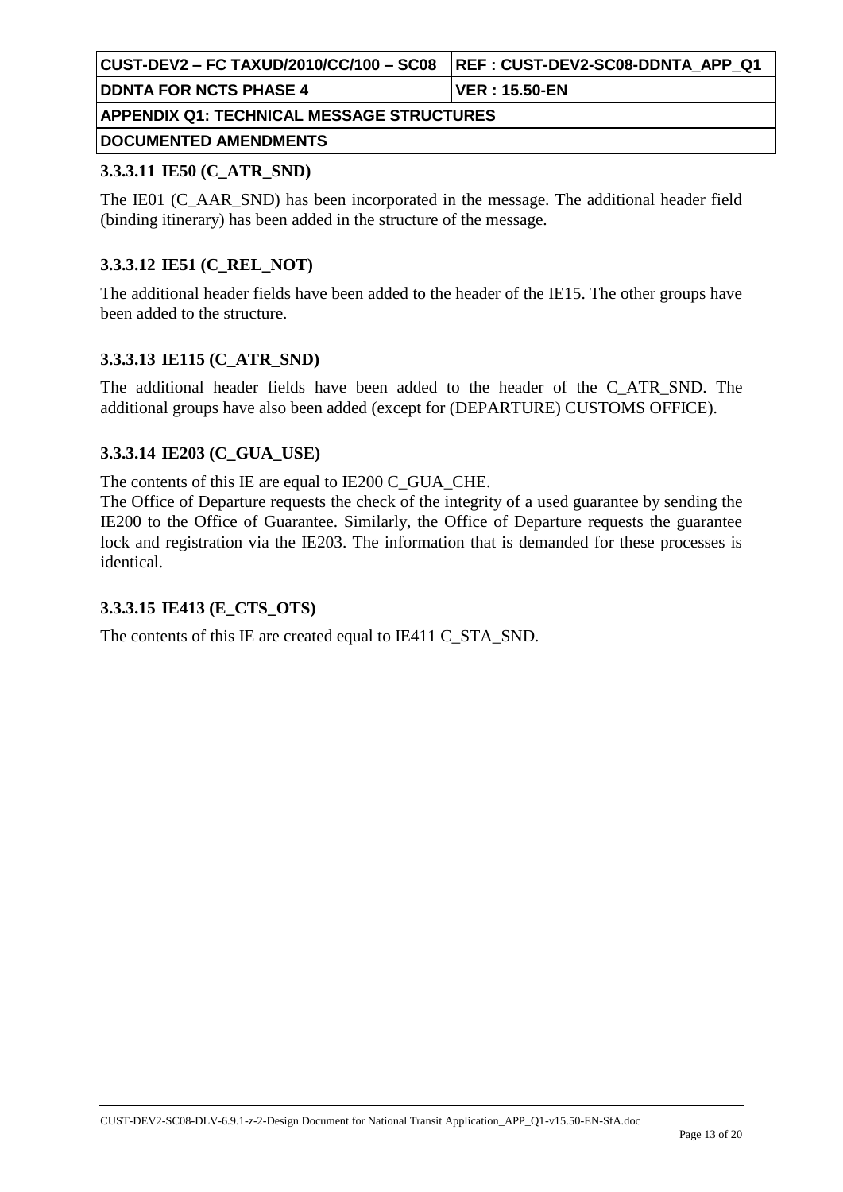#### 3.3.3.11 IE50 (C_ATR_SND)

The IE01 (C_AAR_SND) has been incorporated in the message. The additional header field (binding itinerary) has been added in the structure of the message.

#### 3.3.3.12 IE51 (C_REL_NOT)

The additional header fields have been added to the header of the IE15. The other groups have been added to the structure.

#### 3.3.3.13 IE115 (C_ATR_SND)

The additional header fields have been added to the header of the C_ATR_SND. The additional groups have also been added (except for (DEPARTURE) CUSTOMS OFFICE).

#### 3.3.3.14 IE203 (C_GUA_USE)

The contents of this IE are equal to IE200 C_GUA_CHE.
The Office of Departure requests the check of the integrity of a used guarantee by sending the IE200 to the Office of Guarantee. Similarly, the Office of Departure requests the guarantee lock and registration via the IE203. The information that is demanded for these processes is identical.

#### 3.3.3.15 IE413 (E_CTS_OTS)

The contents of this IE are created equal to IE411 C_STA_SND.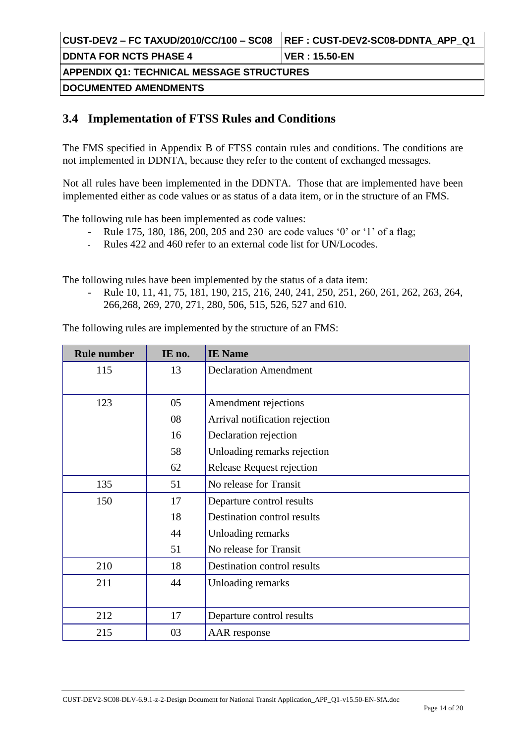## 3.4 Implementation of FTSS Rules and Conditions

The FMS specified in Appendix B of FTSS contain rules and conditions. The conditions are not implemented in DDNTA, because they refer to the content of exchanged messages.

Not all rules have been implemented in the DDNTA. Those that are implemented have been implemented either as code values or as status of a data item, or in the structure of an FMS.

The following rule has been implemented as code values:

- Rule 175, 180, 186, 200, 205 and 230 are code values '0' or '1' of a flag;
- Rules 422 and 460 refer to an external code list for UN/Locodes.

The following rules have been implemented by the status of a data item:

- Rule 10, 11, 41, 75, 181, 190, 215, 216, 240, 241, 250, 251, 260, 261, 262, 263, 264, 266,268, 269, 270, 271, 280, 506, 515, 526, 527 and 610.

The following rules are implemented by the structure of an FMS:

| Rule number | IE no. | IE Name |
|---|---|---|
| 115 | 13 | Declaration Amendment |
| 123 | 05 | Amendment rejections |
| | 08 | Arrival notification rejection |
| | 16 | Declaration rejection |
| | 58 | Unloading remarks rejection |
| | 62 | Release Request rejection |
| 135 | 51 | No release for Transit |
| 150 | 17 | Departure control results |
| | 18 | Destination control results |
| | 44 | Unloading remarks |
| | 51 | No release for Transit |
| 210 | 18 | Destination control results |
| 211 | 44 | Unloading remarks |
| 212 | 17 | Departure control results |
| 215 | 03 | AAR response |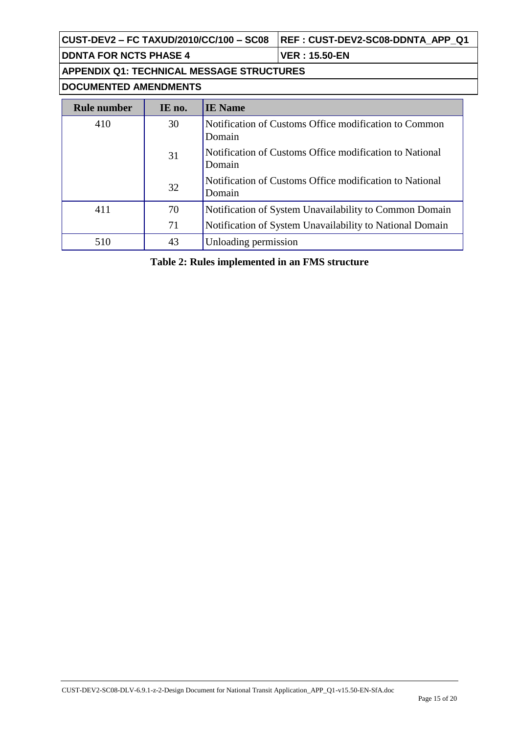| Rule number | IE no. | IE Name |
|---|---|---|
| 410 | 30 | Notification of Customs Office modification to Common Domain |
| | 31 | Notification of Customs Office modification to National Domain |
| | 32 | Notification of Customs Office modification to National Domain |
| 411 | 70 | Notification of System Unavailability to Common Domain |
| | 71 | Notification of System Unavailability to National Domain |
| 510 | 43 | Unloading permission |

**Table 2: Rules implemented in an FMS structure**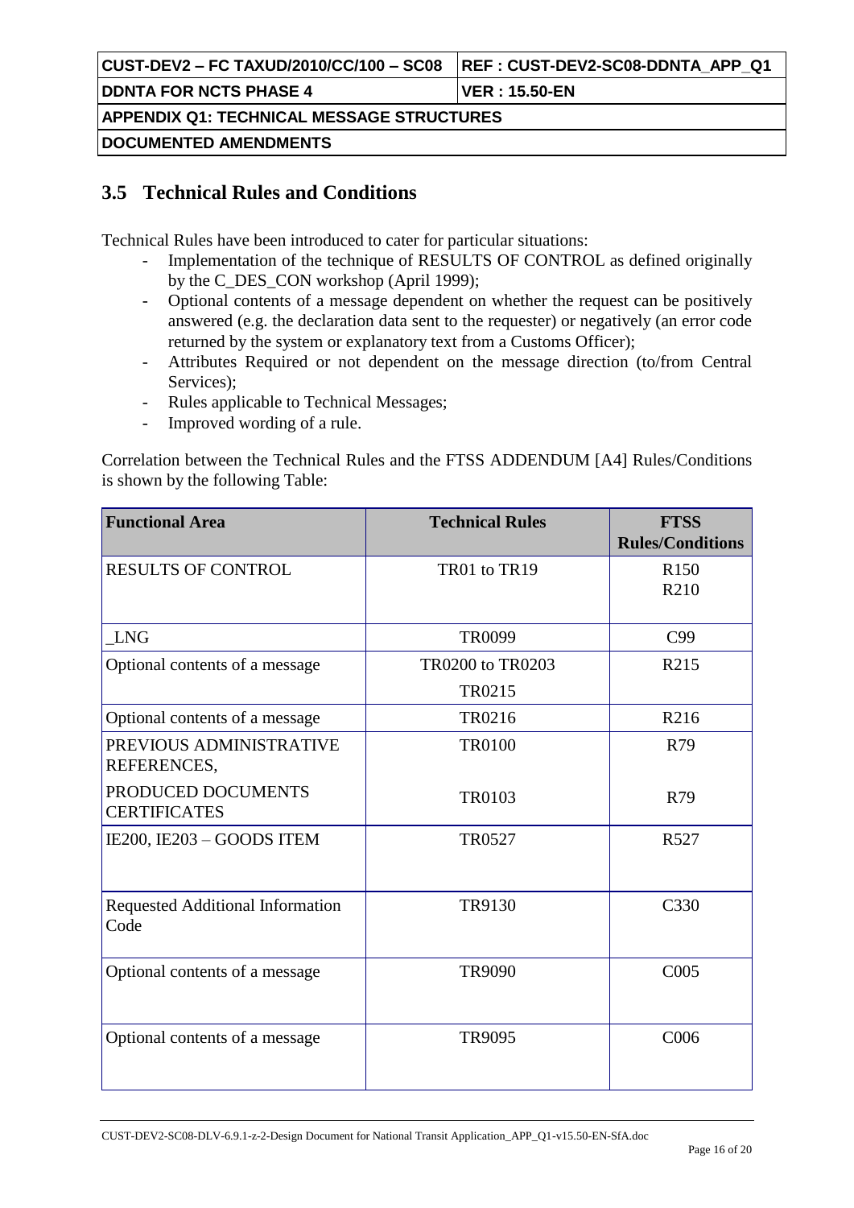## 3.5 Technical Rules and Conditions

Technical Rules have been introduced to cater for particular situations:

- Implementation of the technique of RESULTS OF CONTROL as defined originally by the C_DES_CON workshop (April 1999);
- Optional contents of a message dependent on whether the request can be positively answered (e.g. the declaration data sent to the requester) or negatively (an error code returned by the system or explanatory text from a Customs Officer);
- Attributes Required or not dependent on the message direction (to/from Central Services);
- Rules applicable to Technical Messages;
- Improved wording of a rule.

Correlation between the Technical Rules and the FTSS ADDENDUM [A4] Rules/Conditions is shown by the following Table:

| Functional Area | Technical Rules | FTSS Rules/Conditions |
|---|---|---|
| RESULTS OF CONTROL | TR01 to TR19 | R150<br>R210 |
| _LNG | TR0099 | C99 |
| Optional contents of a message | TR0200 to TR0203<br>TR0215 | R215 |
| Optional contents of a message | TR0216 | R216 |
| PREVIOUS ADMINISTRATIVE REFERENCES, | TR0100 | R79 |
| PRODUCED DOCUMENTS CERTIFICATES | TR0103 | R79 |
| IE200, IE203 – GOODS ITEM | TR0527 | R527 |
| Requested Additional Information Code | TR9130 | C330 |
| Optional contents of a message | TR9090 | C005 |
| Optional contents of a message | TR9095 | C006 |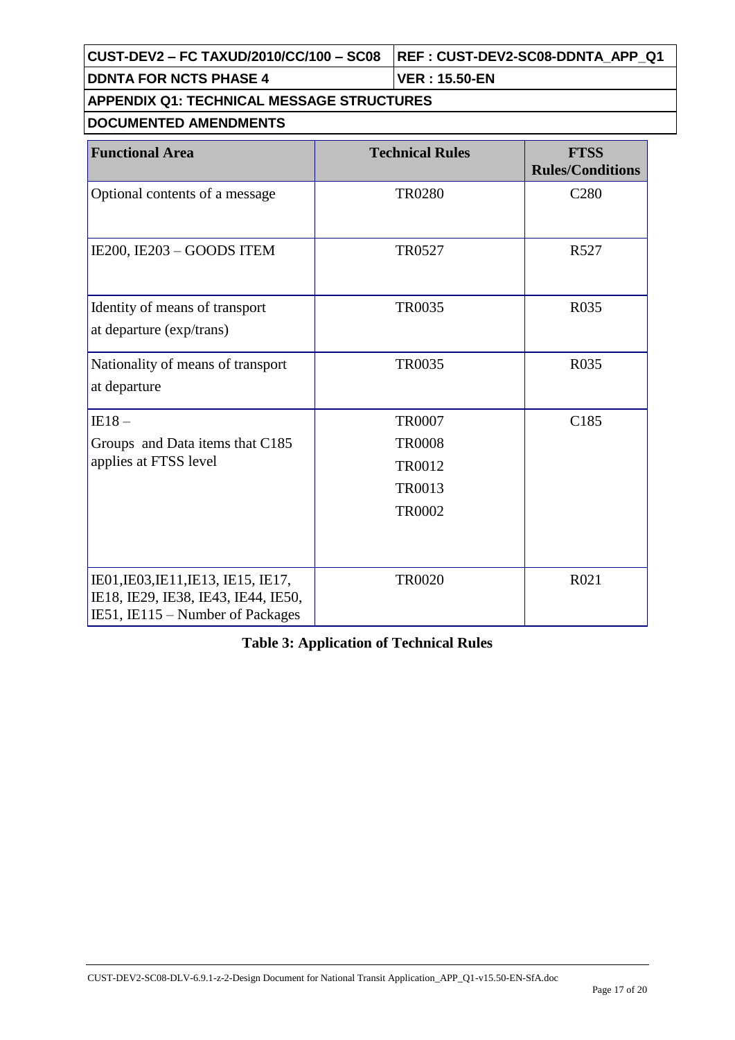| Functional Area | Technical Rules | FTSS Rules/Conditions |
|---|---|---|
| Optional contents of a message | TR0280 | C280 |
| IE200, IE203 – GOODS ITEM | TR0527 | R527 |
| Identity of means of transport at departure (exp/trans) | TR0035 | R035 |
| Nationality of means of transport at departure | TR0035 | R035 |
| IE18 – Groups and Data items that C185 applies at FTSS level | TR0007 TR0008 TR0012 TR0013 TR0002 | C185 |
| IE01,IE03,IE11,IE13, IE15, IE17, IE18, IE29, IE38, IE43, IE44, IE50, IE51, IE115 – Number of Packages | TR0020 | R021 |

**Table 3: Application of Technical Rules**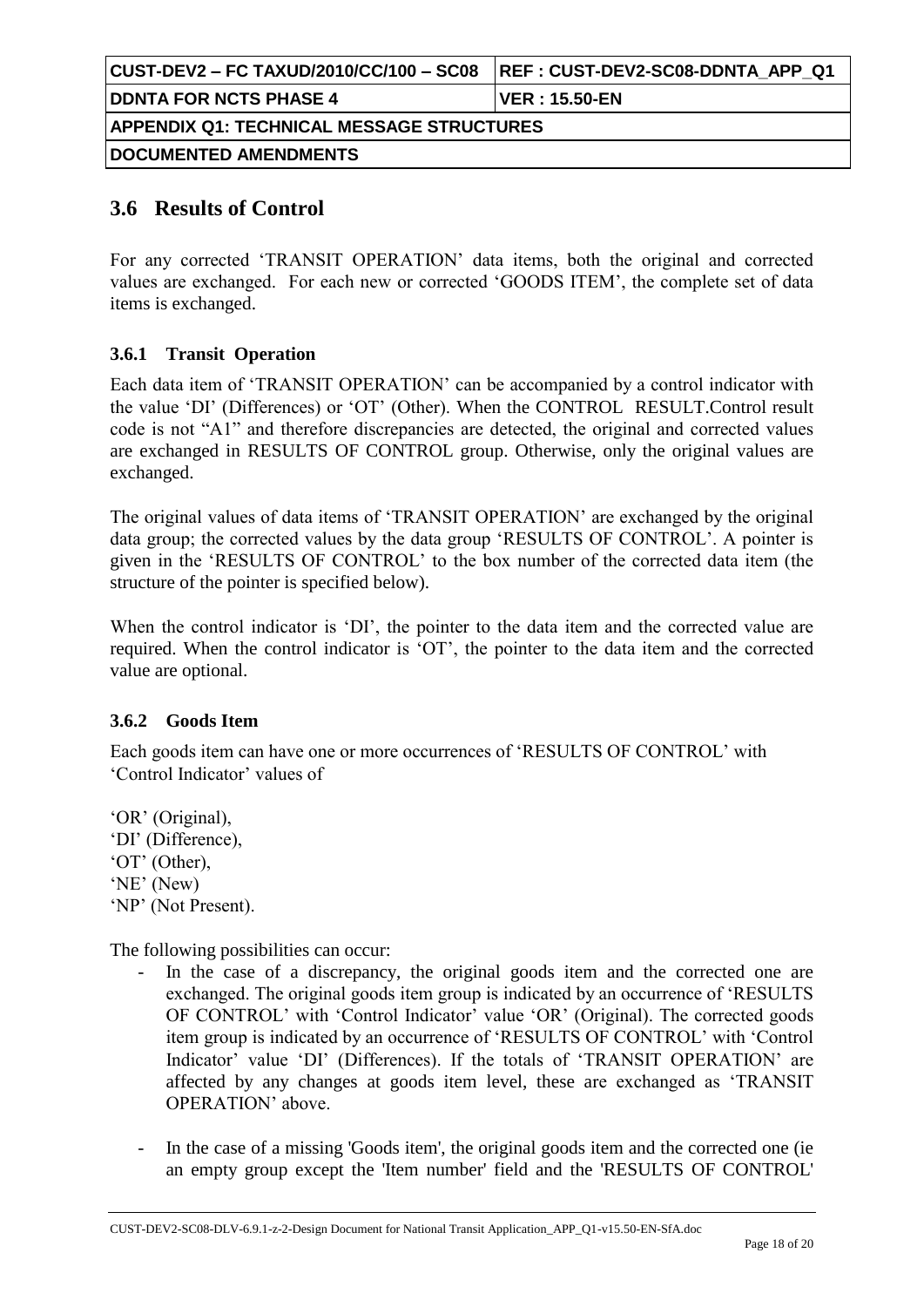## 3.6 Results of Control

For any corrected 'TRANSIT OPERATION' data items, both the original and corrected values are exchanged. For each new or corrected 'GOODS ITEM', the complete set of data items is exchanged.

### 3.6.1 Transit Operation

Each data item of 'TRANSIT OPERATION' can be accompanied by a control indicator with the value 'DI' (Differences) or 'OT' (Other). When the CONTROL RESULT.Control result code is not "A1" and therefore discrepancies are detected, the original and corrected values are exchanged in RESULTS OF CONTROL group. Otherwise, only the original values are exchanged.

The original values of data items of 'TRANSIT OPERATION' are exchanged by the original data group; the corrected values by the data group 'RESULTS OF CONTROL'. A pointer is given in the 'RESULTS OF CONTROL' to the box number of the corrected data item (the structure of the pointer is specified below).

When the control indicator is 'DI', the pointer to the data item and the corrected value are required. When the control indicator is 'OT', the pointer to the data item and the corrected value are optional.

### 3.6.2 Goods Item

Each goods item can have one or more occurrences of 'RESULTS OF CONTROL' with 'Control Indicator' values of

'OR' (Original),
'DI' (Difference),
'OT' (Other),
'NE' (New)
'NP' (Not Present).

The following possibilities can occur:

- In the case of a discrepancy, the original goods item and the corrected one are exchanged. The original goods item group is indicated by an occurrence of 'RESULTS OF CONTROL' with 'Control Indicator' value 'OR' (Original). The corrected goods item group is indicated by an occurrence of 'RESULTS OF CONTROL' with 'Control Indicator' value 'DI' (Differences). If the totals of 'TRANSIT OPERATION' are affected by any changes at goods item level, these are exchanged as 'TRANSIT OPERATION' above.

- In the case of a missing 'Goods item', the original goods item and the corrected one (ie an empty group except the 'Item number' field and the 'RESULTS OF CONTROL'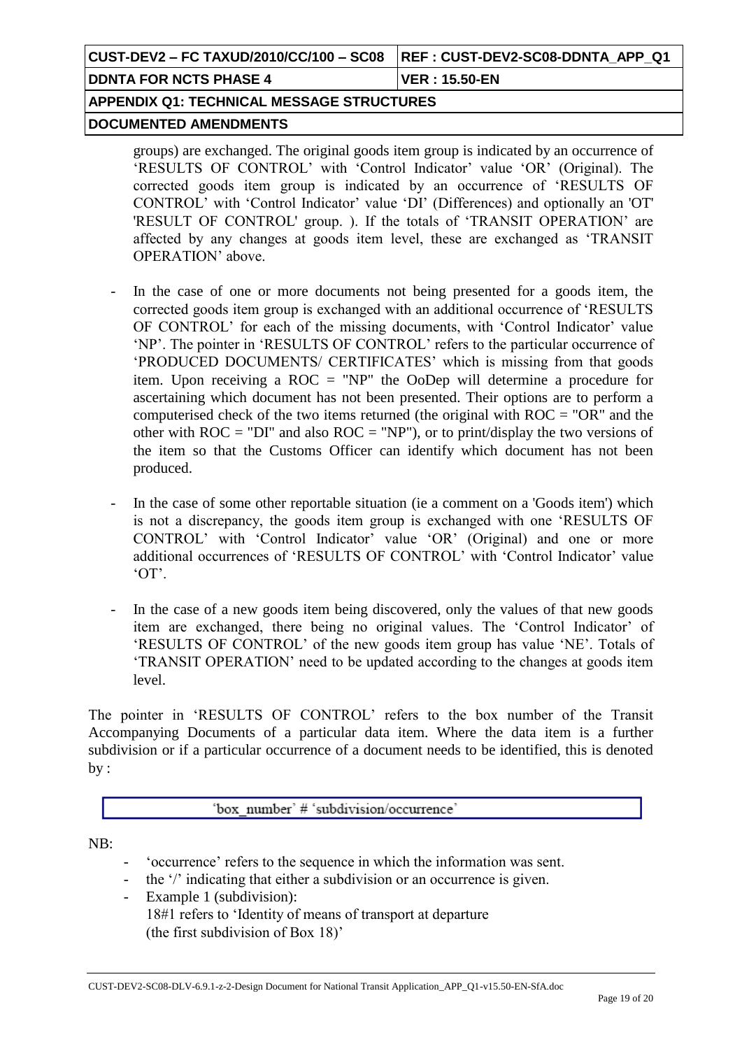groups) are exchanged. The original goods item group is indicated by an occurrence of 'RESULTS OF CONTROL' with 'Control Indicator' value 'OR' (Original). The corrected goods item group is indicated by an occurrence of 'RESULTS OF CONTROL' with 'Control Indicator' value 'DI' (Differences) and optionally an 'OT' 'RESULT OF CONTROL' group. ). If the totals of 'TRANSIT OPERATION' are affected by any changes at goods item level, these are exchanged as 'TRANSIT OPERATION' above.

- In the case of one or more documents not being presented for a goods item, the corrected goods item group is exchanged with an additional occurrence of 'RESULTS OF CONTROL' for each of the missing documents, with 'Control Indicator' value 'NP'. The pointer in 'RESULTS OF CONTROL' refers to the particular occurrence of 'PRODUCED DOCUMENTS/ CERTIFICATES' which is missing from that goods item. Upon receiving a ROC = "NP" the OoDep will determine a procedure for ascertaining which document has not been presented. Their options are to perform a computerised check of the two items returned (the original with ROC = "OR" and the other with ROC = "DI" and also ROC = "NP"), or to print/display the two versions of the item so that the Customs Officer can identify which document has not been produced.

- In the case of some other reportable situation (ie a comment on a 'Goods item') which is not a discrepancy, the goods item group is exchanged with one 'RESULTS OF CONTROL' with 'Control Indicator' value 'OR' (Original) and one or more additional occurrences of 'RESULTS OF CONTROL' with 'Control Indicator' value 'OT'.

- In the case of a new goods item being discovered, only the values of that new goods item are exchanged, there being no original values. The 'Control Indicator' of 'RESULTS OF CONTROL' of the new goods item group has value 'NE'. Totals of 'TRANSIT OPERATION' need to be updated according to the changes at goods item level.

The pointer in 'RESULTS OF CONTROL' refers to the box number of the Transit Accompanying Documents of a particular data item. Where the data item is a further subdivision or if a particular occurrence of a document needs to be identified, this is denoted by :

```
'box_number' # 'subdivision/occurrence'
```

NB:

- 'occurrence' refers to the sequence in which the information was sent.
- the '/' indicating that either a subdivision or an occurrence is given.
- Example 1 (subdivision):
  18#1 refers to 'Identity of means of transport at departure
  (the first subdivision of Box 18)'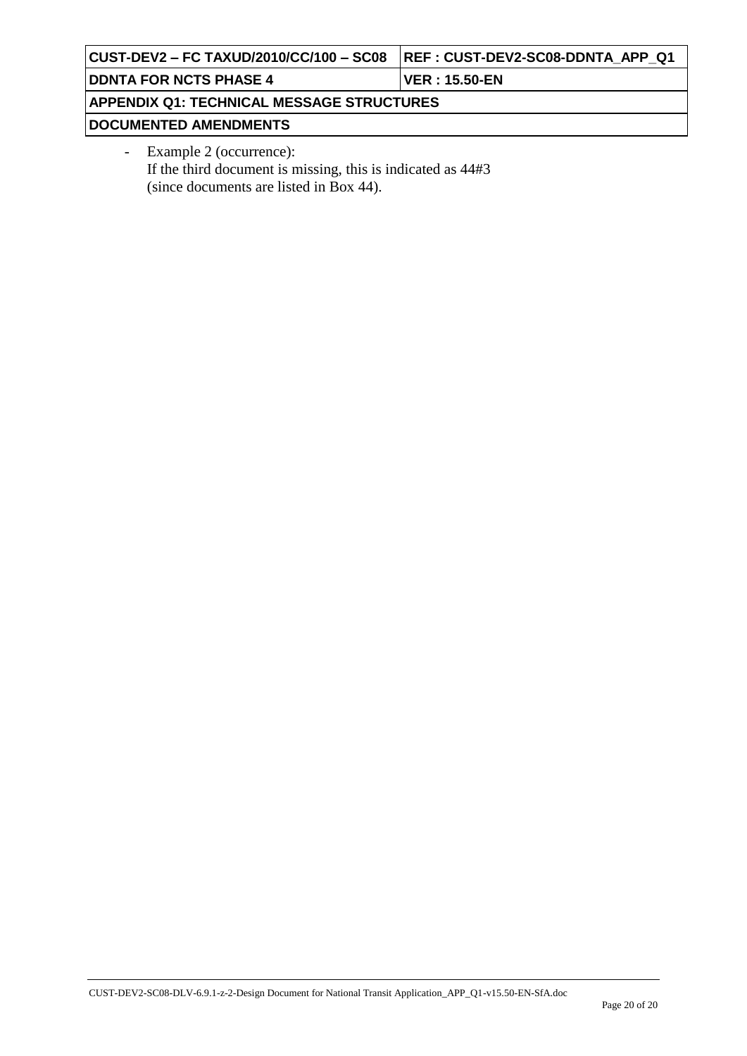- Example 2 (occurrence):
  If the third document is missing, this is indicated as 44#3
  (since documents are listed in Box 44).